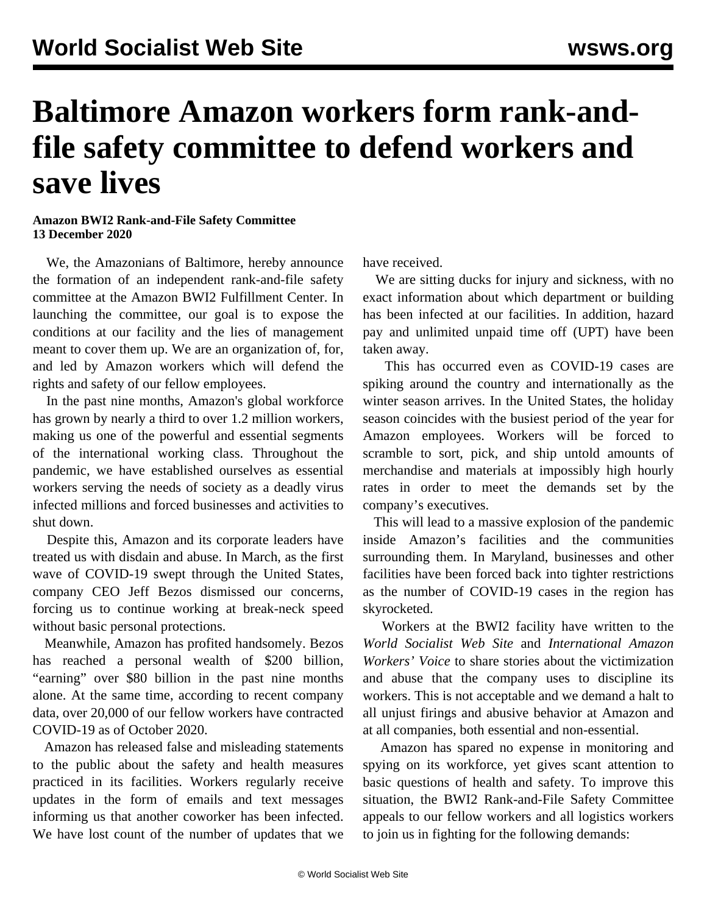# Baltimore Amazon workers form rank-and-file safety committee to defend workers and save lives

**Amazon BWI2 Rank-and-File Safety Committee**
**13 December 2020**

We, the Amazonians of Baltimore, hereby announce the formation of an independent rank-and-file safety committee at the Amazon BWI2 Fulfillment Center. In launching the committee, our goal is to expose the conditions at our facility and the lies of management meant to cover them up. We are an organization of, for, and led by Amazon workers which will defend the rights and safety of our fellow employees.

In the past nine months, Amazon's global workforce has grown by nearly a third to over 1.2 million workers, making us one of the powerful and essential segments of the international working class. Throughout the pandemic, we have established ourselves as essential workers serving the needs of society as a deadly virus infected millions and forced businesses and activities to shut down.

Despite this, Amazon and its corporate leaders have treated us with disdain and abuse. In March, as the first wave of COVID-19 swept through the United States, company CEO Jeff Bezos dismissed our concerns, forcing us to continue working at break-neck speed without basic personal protections.

Meanwhile, Amazon has profited handsomely. Bezos has reached a personal wealth of $200 billion, "earning" over $80 billion in the past nine months alone. At the same time, according to recent company data, over 20,000 of our fellow workers have contracted COVID-19 as of October 2020.

Amazon has released false and misleading statements to the public about the safety and health measures practiced in its facilities. Workers regularly receive updates in the form of emails and text messages informing us that another coworker has been infected. We have lost count of the number of updates that we have received.

We are sitting ducks for injury and sickness, with no exact information about which department or building has been infected at our facilities. In addition, hazard pay and unlimited unpaid time off (UPT) have been taken away.

This has occurred even as COVID-19 cases are spiking around the country and internationally as the winter season arrives. In the United States, the holiday season coincides with the busiest period of the year for Amazon employees. Workers will be forced to scramble to sort, pick, and ship untold amounts of merchandise and materials at impossibly high hourly rates in order to meet the demands set by the company's executives.

This will lead to a massive explosion of the pandemic inside Amazon's facilities and the communities surrounding them. In Maryland, businesses and other facilities have been forced back into tighter restrictions as the number of COVID-19 cases in the region has skyrocketed.

Workers at the BWI2 facility have written to the *World Socialist Web Site* and *International Amazon Workers' Voice* to share stories about the victimization and abuse that the company uses to discipline its workers. This is not acceptable and we demand a halt to all unjust firings and abusive behavior at Amazon and at all companies, both essential and non-essential.

Amazon has spared no expense in monitoring and spying on its workforce, yet gives scant attention to basic questions of health and safety. To improve this situation, the BWI2 Rank-and-File Safety Committee appeals to our fellow workers and all logistics workers to join us in fighting for the following demands: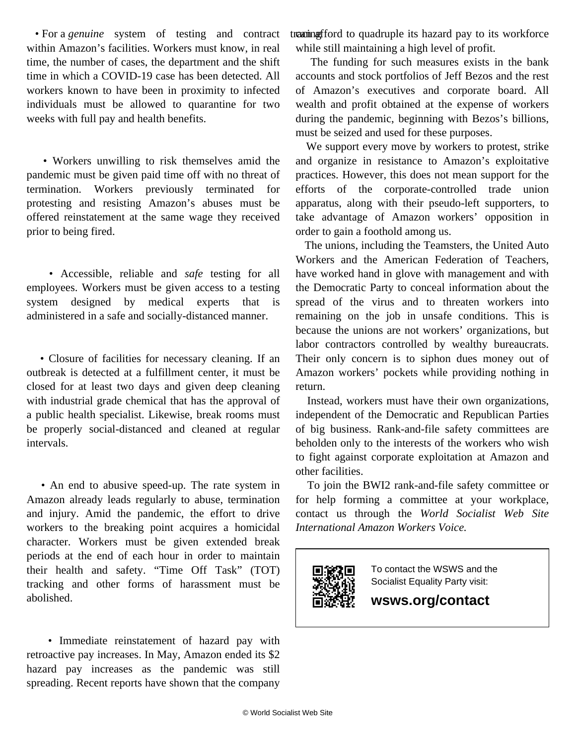• For a *genuine* system of testing and contract tracing within Amazon's facilities. Workers must know, in real time, the number of cases, the department and the shift time in which a COVID-19 case has been detected. All workers known to have been in proximity to infected individuals must be allowed to quarantine for two weeks with full pay and health benefits.

• Workers unwilling to risk themselves amid the pandemic must be given paid time off with no threat of termination. Workers previously terminated for protesting and resisting Amazon's abuses must be offered reinstatement at the same wage they received prior to being fired.

• Accessible, reliable and *safe* testing for all employees. Workers must be given access to a testing system designed by medical experts that is administered in a safe and socially-distanced manner.

• Closure of facilities for necessary cleaning. If an outbreak is detected at a fulfillment center, it must be closed for at least two days and given deep cleaning with industrial grade chemical that has the approval of a public health specialist. Likewise, break rooms must be properly social-distanced and cleaned at regular intervals.

• An end to abusive speed-up. The rate system in Amazon already leads regularly to abuse, termination and injury. Amid the pandemic, the effort to drive workers to the breaking point acquires a homicidal character. Workers must be given extended break periods at the end of each hour in order to maintain their health and safety. "Time Off Task" (TOT) tracking and other forms of harassment must be abolished.

• Immediate reinstatement of hazard pay with retroactive pay increases. In May, Amazon ended its $2 hazard pay increases as the pandemic was still spreading. Recent reports have shown that the company can afford to quadruple its hazard pay to its workforce while still maintaining a high level of profit.

The funding for such measures exists in the bank accounts and stock portfolios of Jeff Bezos and the rest of Amazon's executives and corporate board. All wealth and profit obtained at the expense of workers during the pandemic, beginning with Bezos's billions, must be seized and used for these purposes.

We support every move by workers to protest, strike and organize in resistance to Amazon's exploitative practices. However, this does not mean support for the efforts of the corporate-controlled trade union apparatus, along with their pseudo-left supporters, to take advantage of Amazon workers' opposition in order to gain a foothold among us.

The unions, including the Teamsters, the United Auto Workers and the American Federation of Teachers, have worked hand in glove with management and with the Democratic Party to conceal information about the spread of the virus and to threaten workers into remaining on the job in unsafe conditions. This is because the unions are not workers' organizations, but labor contractors controlled by wealthy bureaucrats. Their only concern is to siphon dues money out of Amazon workers' pockets while providing nothing in return.

Instead, workers must have their own organizations, independent of the Democratic and Republican Parties of big business. Rank-and-file safety committees are beholden only to the interests of the workers who wish to fight against corporate exploitation at Amazon and other facilities.

To join the BWI2 rank-and-file safety committee or for help forming a committee at your workplace, contact us through the *World Socialist Web Site International Amazon Workers Voice.*

To contact the WSWS and the Socialist Equality Party visit:

**wsws.org/contact**